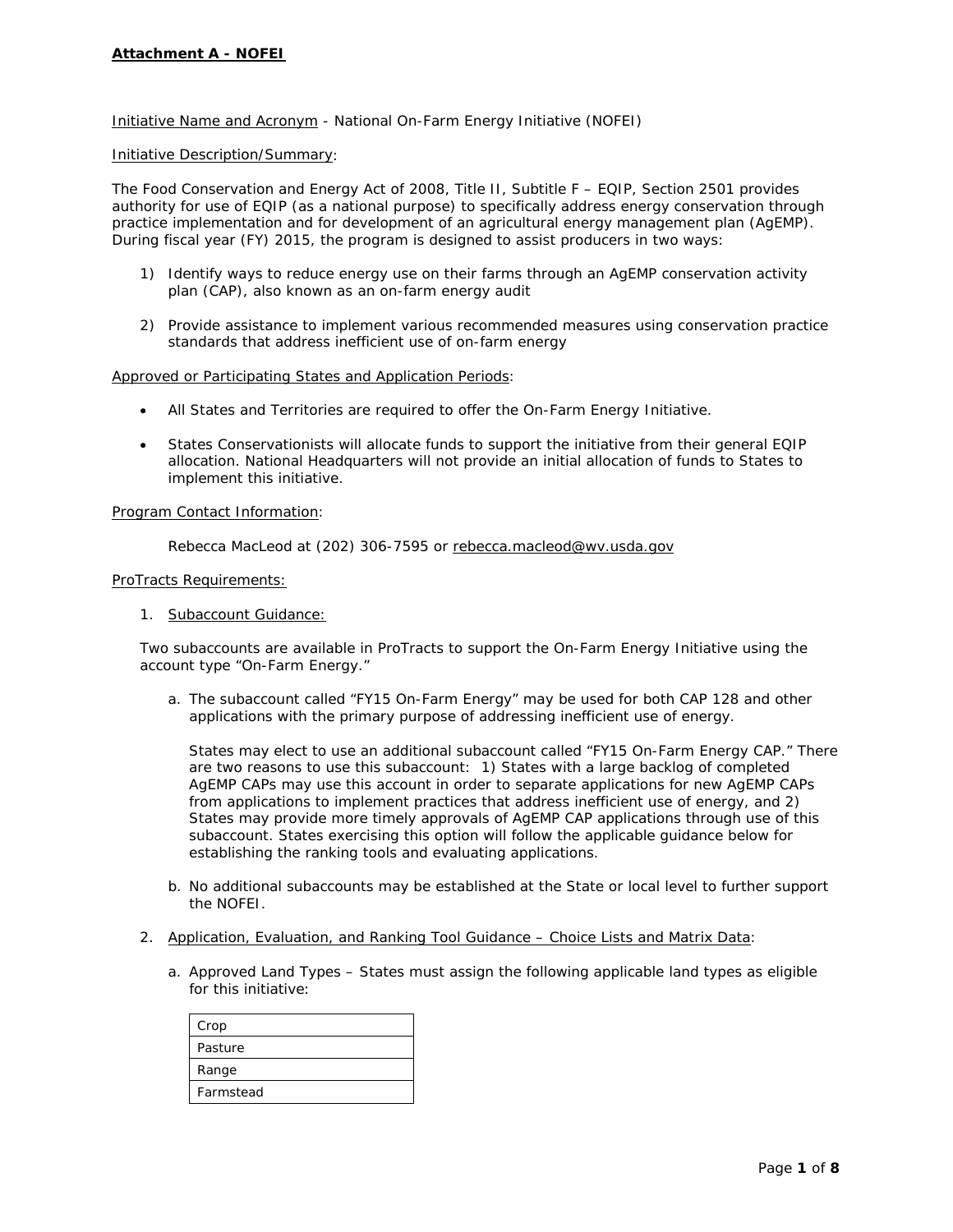**Attachment A - NOFEI**

Initiative Name and Acronym - National On-Farm Energy Initiative (NOFEI)

Initiative Description/Summary:

The Food Conservation and Energy Act of 2008, Title II, Subtitle F – EQIP, Section 2501 provides authority for use of EQIP (as a national purpose) to specifically address energy conservation through practice implementation and for development of an agricultural energy management plan (AgEMP). During fiscal year (FY) 2015, the program is designed to assist producers in two ways:

1) Identify ways to reduce energy use on their farms through an AgEMP conservation activity plan (CAP), also known as an on-farm energy audit
2) Provide assistance to implement various recommended measures using conservation practice standards that address inefficient use of on-farm energy

Approved or Participating States and Application Periods:

- All States and Territories are required to offer the On-Farm Energy Initiative.
- States Conservationists will allocate funds to support the initiative from their general EQIP allocation. National Headquarters will not provide an initial allocation of funds to States to implement this initiative.

Program Contact Information:

Rebecca MacLeod at (202) 306-7595 or rebecca.macleod@wv.usda.gov

ProTracts Requirements:

1. Subaccount Guidance:

   Two subaccounts are available in ProTracts to support the On-Farm Energy Initiative using the account type "On-Farm Energy."

   a. The subaccount called "FY15 On-Farm Energy" may be used for both CAP 128 and other applications with the primary purpose of addressing inefficient use of energy.

      States may elect to use an additional subaccount called "FY15 On-Farm Energy CAP." There are two reasons to use this subaccount: 1) States with a large backlog of completed AgEMP CAPs may use this account in order to separate applications for new AgEMP CAPs from applications to implement practices that address inefficient use of energy, and 2) States may provide more timely approvals of AgEMP CAP applications through use of this subaccount. States exercising this option will follow the applicable guidance below for establishing the ranking tools and evaluating applications.

   b. No additional subaccounts may be established at the State or local level to further support the NOFEI.

2. Application, Evaluation, and Ranking Tool Guidance – Choice Lists and Matrix Data:

   a. Approved Land Types – States must assign the following applicable land types as eligible for this initiative:

| Crop |
|---|
| Pasture |
| Range |
| Farmstead |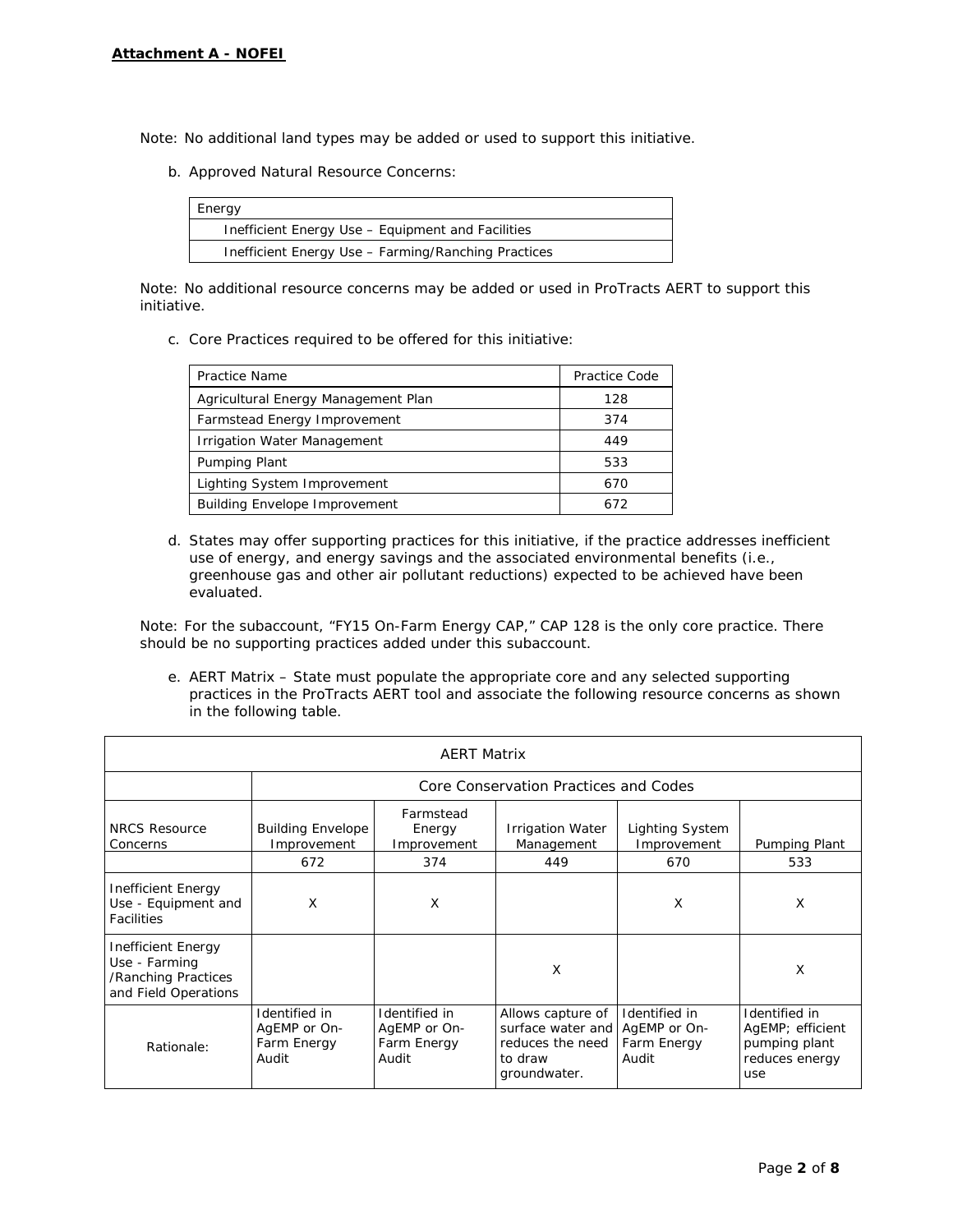Note: No additional land types may be added or used to support this initiative.

b. Approved Natural Resource Concerns:

| Energy |
| --- |
| Inefficient Energy Use – Equipment and Facilities |
| Inefficient Energy Use – Farming/Ranching Practices |

Note: No additional resource concerns may be added or used in ProTracts AERT to support this initiative.

c. Core Practices required to be offered for this initiative:

| Practice Name | Practice Code |
| --- | --- |
| Agricultural Energy Management Plan | 128 |
| Farmstead Energy Improvement | 374 |
| Irrigation Water Management | 449 |
| Pumping Plant | 533 |
| Lighting System Improvement | 670 |
| Building Envelope Improvement | 672 |

d. States may offer supporting practices for this initiative, if the practice addresses inefficient use of energy, and energy savings and the associated environmental benefits (i.e., greenhouse gas and other air pollutant reductions) expected to be achieved have been evaluated.

Note: For the subaccount, "FY15 On-Farm Energy CAP," CAP 128 is the only core practice. There should be no supporting practices added under this subaccount.

e. AERT Matrix – State must populate the appropriate core and any selected supporting practices in the ProTracts AERT tool and associate the following resource concerns as shown in the following table.

| AERT Matrix | | | | | |
| --- | --- | --- | --- | --- | --- |
| | Core Conservation Practices and Codes | | | | |
| NRCS Resource Concerns | Building Envelope Improvement | Farmstead Energy Improvement | Irrigation Water Management | Lighting System Improvement | Pumping Plant |
| | 672 | 374 | 449 | 670 | 533 |
| Inefficient Energy Use - Equipment and Facilities | X | X | | X | X |
| Inefficient Energy Use - Farming /Ranching Practices and Field Operations | | | X | | X |
| Rationale: | Identified in AgEMP or On-Farm Energy Audit | Identified in AgEMP or On-Farm Energy Audit | Allows capture of surface water and reduces the need to draw groundwater. | Identified in AgEMP or On-Farm Energy Audit | Identified in AgEMP; efficient pumping plant reduces energy use |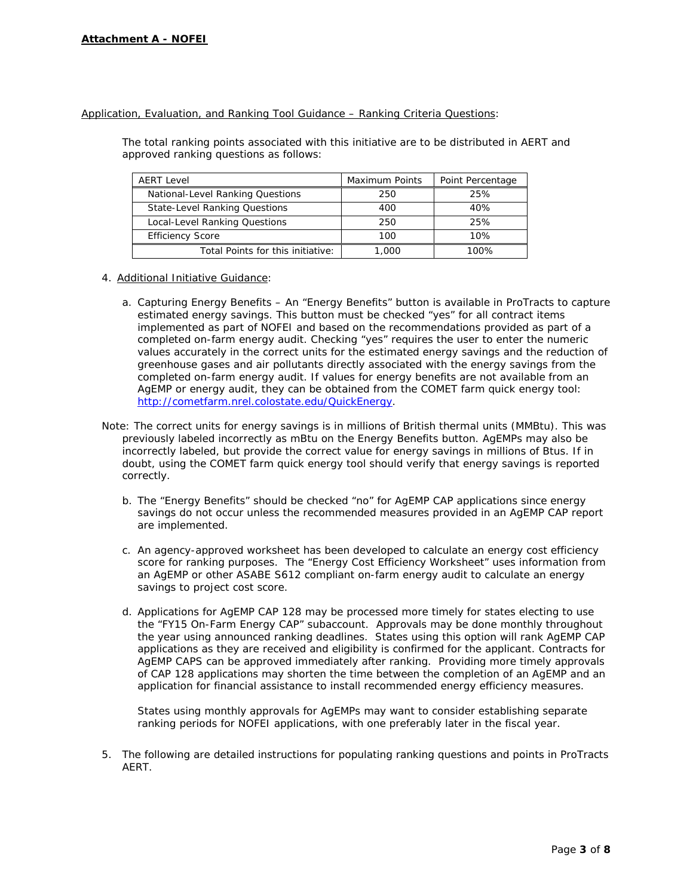**Attachment A - NOFEI**

Application, Evaluation, and Ranking Tool Guidance – Ranking Criteria Questions:

The total ranking points associated with this initiative are to be distributed in AERT and approved ranking questions as follows:

| AERT Level | Maximum Points | Point Percentage |
|---|---|---|
| National-Level Ranking Questions | 250 | 25% |
| State-Level Ranking Questions | 400 | 40% |
| Local-Level Ranking Questions | 250 | 25% |
| Efficiency Score | 100 | 10% |
| Total Points for this initiative: | 1,000 | 100% |

4. Additional Initiative Guidance:

   a. Capturing Energy Benefits – An "Energy Benefits" button is available in ProTracts to capture estimated energy savings. This button must be checked "yes" for all contract items implemented as part of NOFEI and based on the recommendations provided as part of a completed on-farm energy audit. Checking "yes" requires the user to enter the numeric values accurately in the correct units for the estimated energy savings and the reduction of greenhouse gases and air pollutants directly associated with the energy savings from the completed on-farm energy audit. If values for energy benefits are not available from an AgEMP or energy audit, they can be obtained from the COMET farm quick energy tool: http://cometfarm.nrel.colostate.edu/QuickEnergy.

Note: The correct units for energy savings is in millions of British thermal units (MMBtu). This was previously labeled incorrectly as mBtu on the Energy Benefits button. AgEMPs may also be incorrectly labeled, but provide the correct value for energy savings in millions of Btus. If in doubt, using the COMET farm quick energy tool should verify that energy savings is reported correctly.

   b. The "Energy Benefits" should be checked "no" for AgEMP CAP applications since energy savings do not occur unless the recommended measures provided in an AgEMP CAP report are implemented.

   c. An agency-approved worksheet has been developed to calculate an energy cost efficiency score for ranking purposes. The "Energy Cost Efficiency Worksheet" uses information from an AgEMP or other ASABE S612 compliant on-farm energy audit to calculate an energy savings to project cost score.

   d. Applications for AgEMP CAP 128 may be processed more timely for states electing to use the "FY15 On-Farm Energy CAP" subaccount. Approvals may be done monthly throughout the year using announced ranking deadlines. States using this option will rank AgEMP CAP applications as they are received and eligibility is confirmed for the applicant. Contracts for AgEMP CAPS can be approved immediately after ranking. Providing more timely approvals of CAP 128 applications may shorten the time between the completion of an AgEMP and an application for financial assistance to install recommended energy efficiency measures.

      States using monthly approvals for AgEMPs may want to consider establishing separate ranking periods for NOFEI applications, with one preferably later in the fiscal year.

5. The following are detailed instructions for populating ranking questions and points in ProTracts AERT.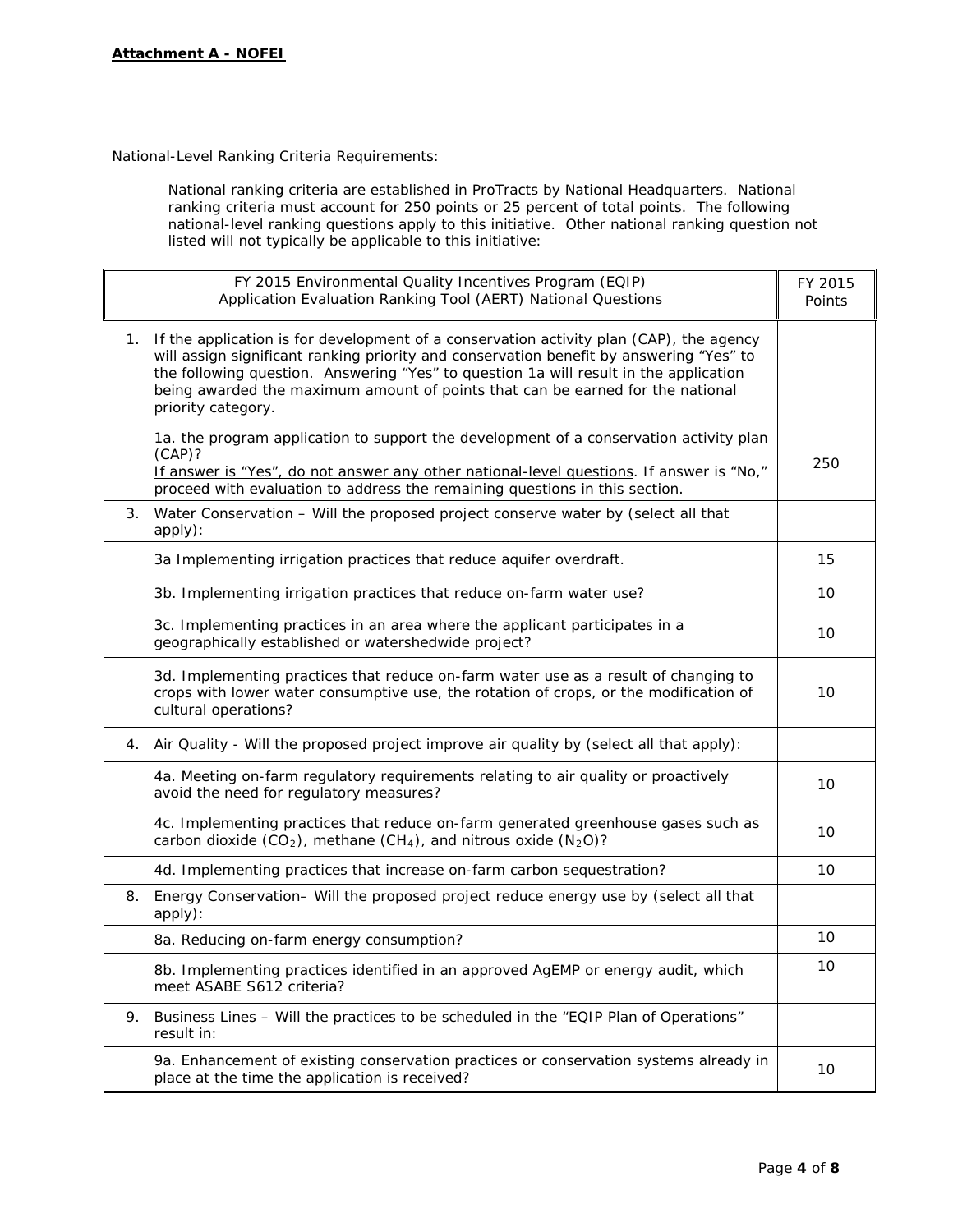**Attachment A - NOFEI**

National-Level Ranking Criteria Requirements:

National ranking criteria are established in ProTracts by National Headquarters. National ranking criteria must account for 250 points or 25 percent of total points. The following national-level ranking questions apply to this initiative. Other national ranking question not listed will not typically be applicable to this initiative:

| FY 2015 Environmental Quality Incentives Program (EQIP) Application Evaluation Ranking Tool (AERT) National Questions | FY 2015 Points |
|---|---|
| 1. If the application is for development of a conservation activity plan (CAP), the agency will assign significant ranking priority and conservation benefit by answering "Yes" to the following question. Answering "Yes" to question 1a will result in the application being awarded the maximum amount of points that can be earned for the national priority category. | |
| 1a. the program application to support the development of a conservation activity plan (CAP)? If answer is "Yes", do not answer any other national-level questions. If answer is "No," proceed with evaluation to address the remaining questions in this section. | 250 |
| 3. Water Conservation – Will the proposed project conserve water by (select all that apply): | |
| 3a Implementing irrigation practices that reduce aquifer overdraft. | 15 |
| 3b. Implementing irrigation practices that reduce on-farm water use? | 10 |
| 3c. Implementing practices in an area where the applicant participates in a geographically established or watershedwide project? | 10 |
| 3d. Implementing practices that reduce on-farm water use as a result of changing to crops with lower water consumptive use, the rotation of crops, or the modification of cultural operations? | 10 |
| 4. Air Quality - Will the proposed project improve air quality by (select all that apply): | |
| 4a. Meeting on-farm regulatory requirements relating to air quality or proactively avoid the need for regulatory measures? | 10 |
| 4c. Implementing practices that reduce on-farm generated greenhouse gases such as carbon dioxide ($CO_2$), methane ($CH_4$), and nitrous oxide ($N_2O$)? | 10 |
| 4d. Implementing practices that increase on-farm carbon sequestration? | 10 |
| 8. Energy Conservation– Will the proposed project reduce energy use by (select all that apply): | |
| 8a. Reducing on-farm energy consumption? | 10 |
| 8b. Implementing practices identified in an approved AgEMP or energy audit, which meet ASABE S612 criteria? | 10 |
| 9. Business Lines – Will the practices to be scheduled in the "EQIP Plan of Operations" result in: | |
| 9a. Enhancement of existing conservation practices or conservation systems already in place at the time the application is received? | 10 |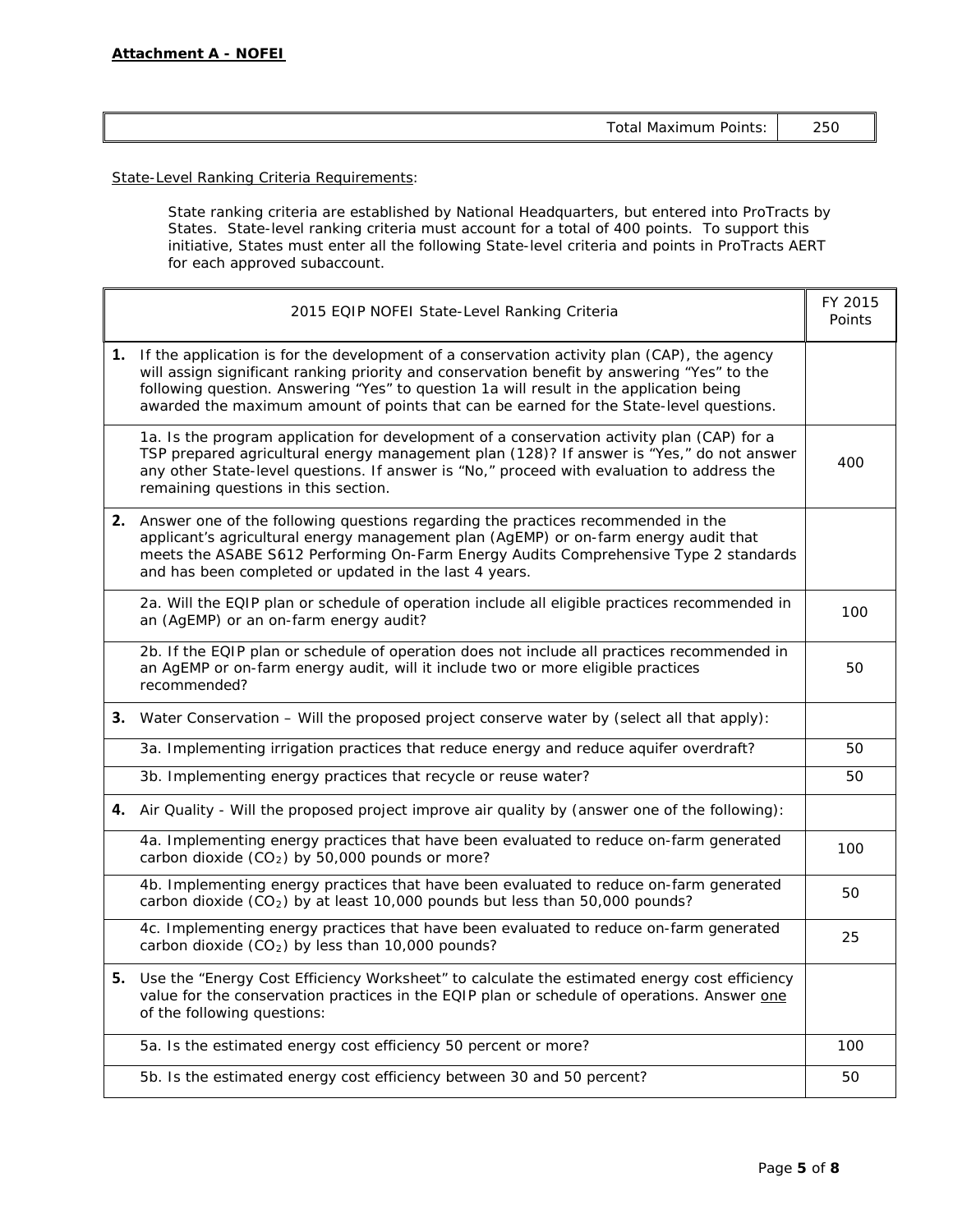**Attachment A - NOFEI**

| Total Maximum Points: | 250 |
|---|---|

State-Level Ranking Criteria Requirements:

State ranking criteria are established by National Headquarters, but entered into ProTracts by States. State-level ranking criteria must account for a total of 400 points. To support this initiative, States must enter all the following State-level criteria and points in ProTracts AERT for each approved subaccount.

| 2015 EQIP NOFEI State-Level Ranking Criteria | FY 2015 Points |
|---|---|
| **1.** If the application is for the development of a conservation activity plan (CAP), the agency will assign significant ranking priority and conservation benefit by answering "Yes" to the following question. Answering "Yes" to question 1a will result in the application being awarded the maximum amount of points that can be earned for the State-level questions. | |
| 1a. Is the program application for development of a conservation activity plan (CAP) for a TSP prepared agricultural energy management plan (128)? If answer is "Yes," do not answer any other State-level questions. If answer is "No," proceed with evaluation to address the remaining questions in this section. | 400 |
| **2.** Answer one of the following questions regarding the practices recommended in the applicant's agricultural energy management plan (AgEMP) or on-farm energy audit that meets the ASABE S612 Performing On-Farm Energy Audits Comprehensive Type 2 standards and has been completed or updated in the last 4 years. | |
| 2a. Will the EQIP plan or schedule of operation include all eligible practices recommended in an (AgEMP) or an on-farm energy audit? | 100 |
| 2b. If the EQIP plan or schedule of operation does not include all practices recommended in an AgEMP or on-farm energy audit, will it include two or more eligible practices recommended? | 50 |
| **3.** Water Conservation – Will the proposed project conserve water by (select all that apply): | |
| 3a. Implementing irrigation practices that reduce energy and reduce aquifer overdraft? | 50 |
| 3b. Implementing energy practices that recycle or reuse water? | 50 |
| **4.** Air Quality - Will the proposed project improve air quality by (answer one of the following): | |
| 4a. Implementing energy practices that have been evaluated to reduce on-farm generated carbon dioxide ($CO_2$) by 50,000 pounds or more? | 100 |
| 4b. Implementing energy practices that have been evaluated to reduce on-farm generated carbon dioxide ($CO_2$) by at least 10,000 pounds but less than 50,000 pounds? | 50 |
| 4c. Implementing energy practices that have been evaluated to reduce on-farm generated carbon dioxide ($CO_2$) by less than 10,000 pounds? | 25 |
| **5.** Use the "Energy Cost Efficiency Worksheet" to calculate the estimated energy cost efficiency value for the conservation practices in the EQIP plan or schedule of operations. Answer one of the following questions: | |
| 5a. Is the estimated energy cost efficiency 50 percent or more? | 100 |
| 5b. Is the estimated energy cost efficiency between 30 and 50 percent? | 50 |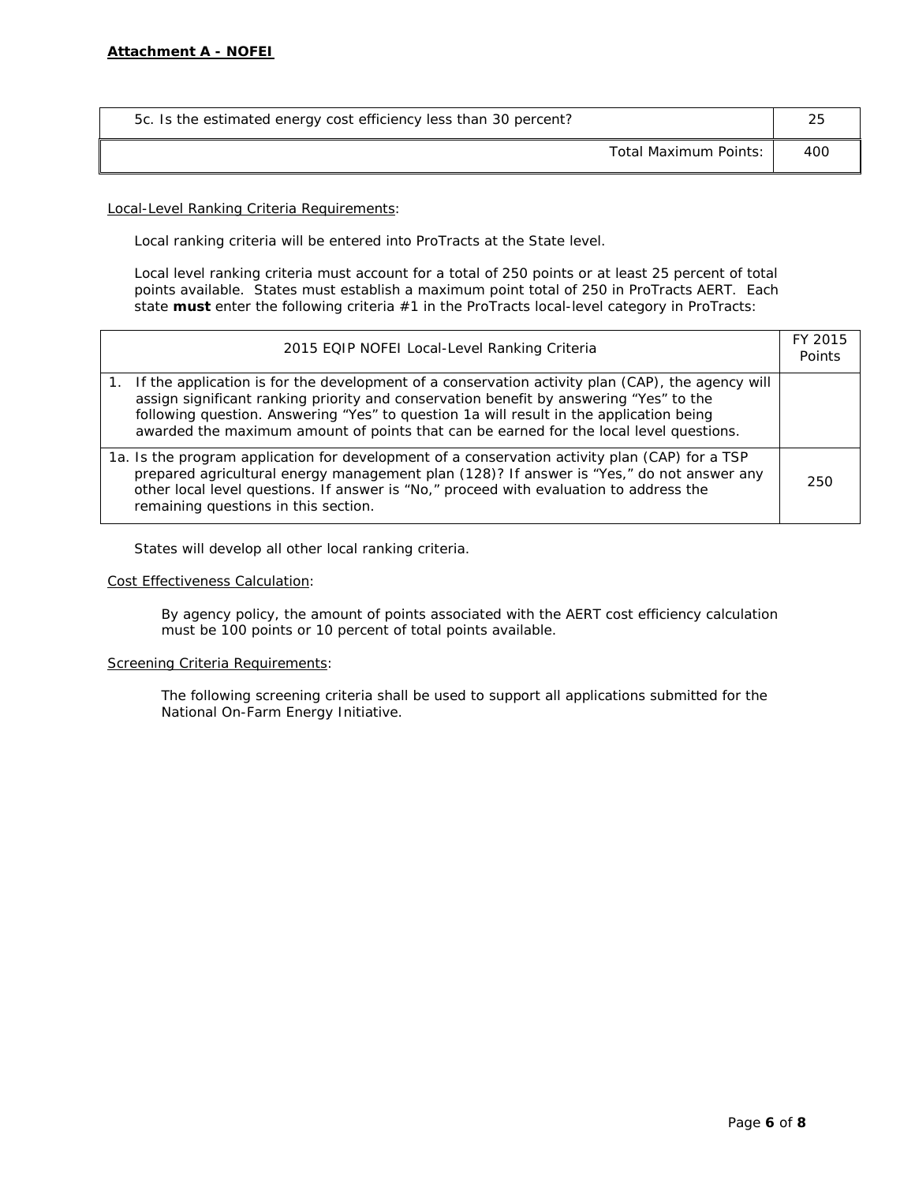**Attachment A - NOFEI**

| | |
|---|---|
| 5c. Is the estimated energy cost efficiency less than 30 percent? | 25 |
| Total Maximum Points: | 400 |

Local-Level Ranking Criteria Requirements:

Local ranking criteria will be entered into ProTracts at the State level.

Local level ranking criteria must account for a total of 250 points or at least 25 percent of total points available. States must establish a maximum point total of 250 in ProTracts AERT. Each state **must** enter the following criteria #1 in the ProTracts local-level category in ProTracts:

| 2015 EQIP NOFEI Local-Level Ranking Criteria | FY 2015 Points |
|---|---|
| 1. If the application is for the development of a conservation activity plan (CAP), the agency will assign significant ranking priority and conservation benefit by answering "Yes" to the following question. Answering "Yes" to question 1a will result in the application being awarded the maximum amount of points that can be earned for the local level questions. | |
| 1a. Is the program application for development of a conservation activity plan (CAP) for a TSP prepared agricultural energy management plan (128)? If answer is "Yes," do not answer any other local level questions. If answer is "No," proceed with evaluation to address the remaining questions in this section. | 250 |

States will develop all other local ranking criteria.

Cost Effectiveness Calculation:

By agency policy, the amount of points associated with the AERT cost efficiency calculation must be 100 points or 10 percent of total points available.

Screening Criteria Requirements:

The following screening criteria shall be used to support all applications submitted for the National On-Farm Energy Initiative.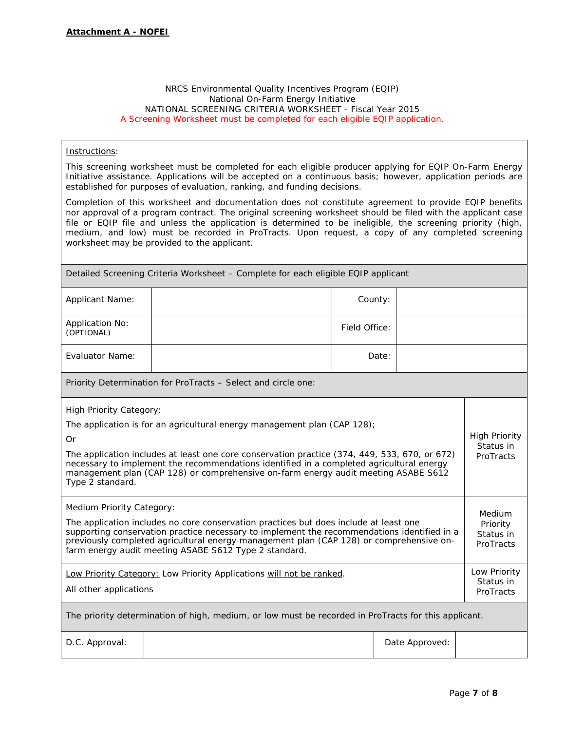**Attachment A - NOFEI**

NRCS Environmental Quality Incentives Program (EQIP)
National On-Farm Energy Initiative
NATIONAL SCREENING CRITERIA WORKSHEET - Fiscal Year 2015
A Screening Worksheet must be completed for each eligible EQIP application.

Instructions:

This screening worksheet must be completed for each eligible producer applying for EQIP On-Farm Energy Initiative assistance. Applications will be accepted on a continuous basis; however, application periods are established for purposes of evaluation, ranking, and funding decisions.

Completion of this worksheet and documentation does not constitute agreement to provide EQIP benefits nor approval of a program contract. The original screening worksheet should be filed with the applicant case file or EQIP file and unless the application is determined to be ineligible, the screening priority (high, medium, and low) must be recorded in ProTracts. Upon request, a copy of any completed screening worksheet may be provided to the applicant.

**Detailed Screening Criteria Worksheet – Complete for each eligible EQIP applicant**

| Applicant Name: | | County: | |
|---|---|---|---|
| Application No: (OPTIONAL) | | Field Office: | |
| Evaluator Name: | | Date: | |

**Priority Determination for ProTracts – Select and circle one:**

| Category | Status |
|---|---|
| High Priority Category:<br>The application is for an agricultural energy management plan (CAP 128);<br>Or<br>The application includes at least one core conservation practice (374, 449, 533, 670, or 672) necessary to implement the recommendations identified in a completed agricultural energy management plan (CAP 128) or comprehensive on-farm energy audit meeting ASABE S612 Type 2 standard. | High Priority Status in ProTracts |
| Medium Priority Category:<br>The application includes no core conservation practices but does include at least one supporting conservation practice necessary to implement the recommendations identified in a previously completed agricultural energy management plan (CAP 128) or comprehensive on-farm energy audit meeting ASABE S612 Type 2 standard. | Medium Priority Status in ProTracts |
| Low Priority Category: Low Priority Applications will not be ranked.<br>All other applications | Low Priority Status in ProTracts |

The priority determination of high, medium, or low must be recorded in ProTracts for this applicant.

| D.C. Approval: | | Date Approved: | |
|---|---|---|---|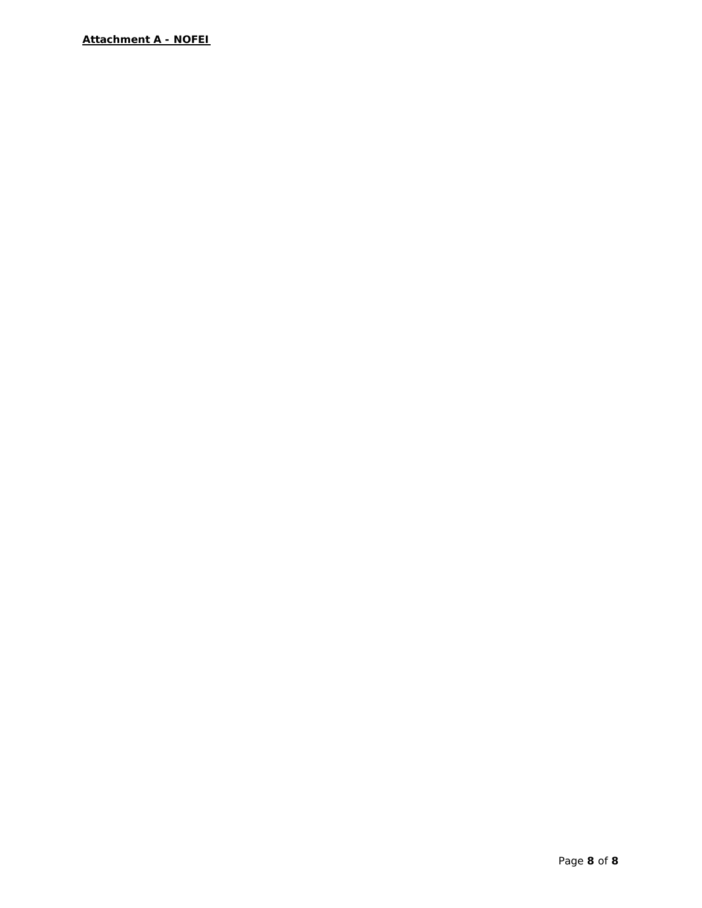**Attachment A - NOFEI**